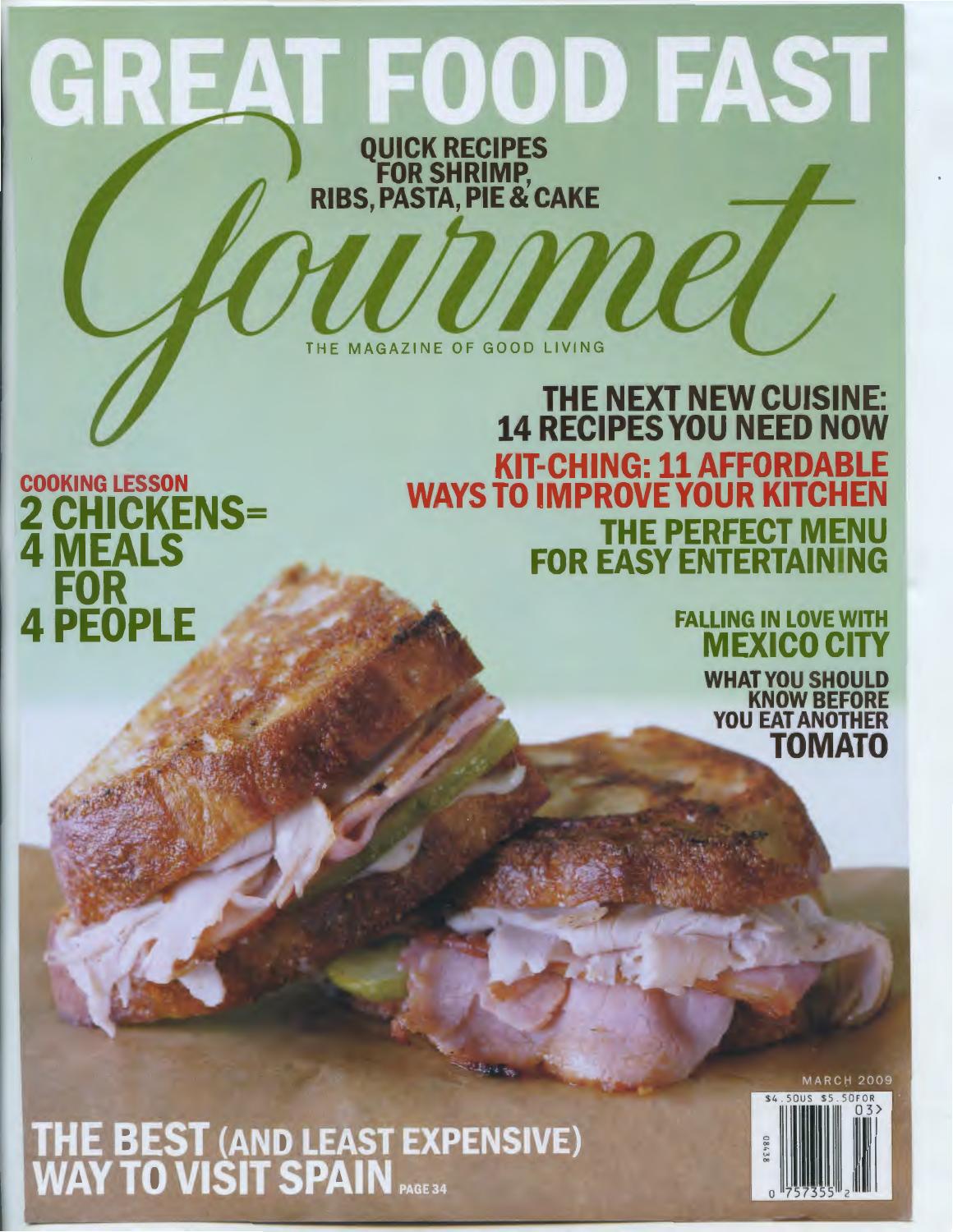# GREAT FOOD FAST

QUICK RECIPES FOR SHRIMP, RIBS, PASTA, PIE & CAKE

# Gourmet

THE MAGAZINE OF GOOD LIVING

## THE NEXT NEW CUISINE: 14 RECIPES YOU NEED NOW

## KIT-CHING: 11 AFFORDABLE WAYS TO IMPROVE YOUR KITCHEN

## THE PERFECT MENU FOR EASY ENTERTAINING

COOKING LESSON

## 2 CHICKENS= 4 MEALS FOR 4 PEOPLE

FALLING IN LOVE WITH

## MEXICO CITY

WHAT YOU SHOULD KNOW BEFORE YOU EAT ANOTHER

## TOMATO

MARCH 2009

$4.50US $5.50FOR

## THE BEST (AND LEAST EXPENSIVE) WAY TO VISIT SPAIN PAGE 34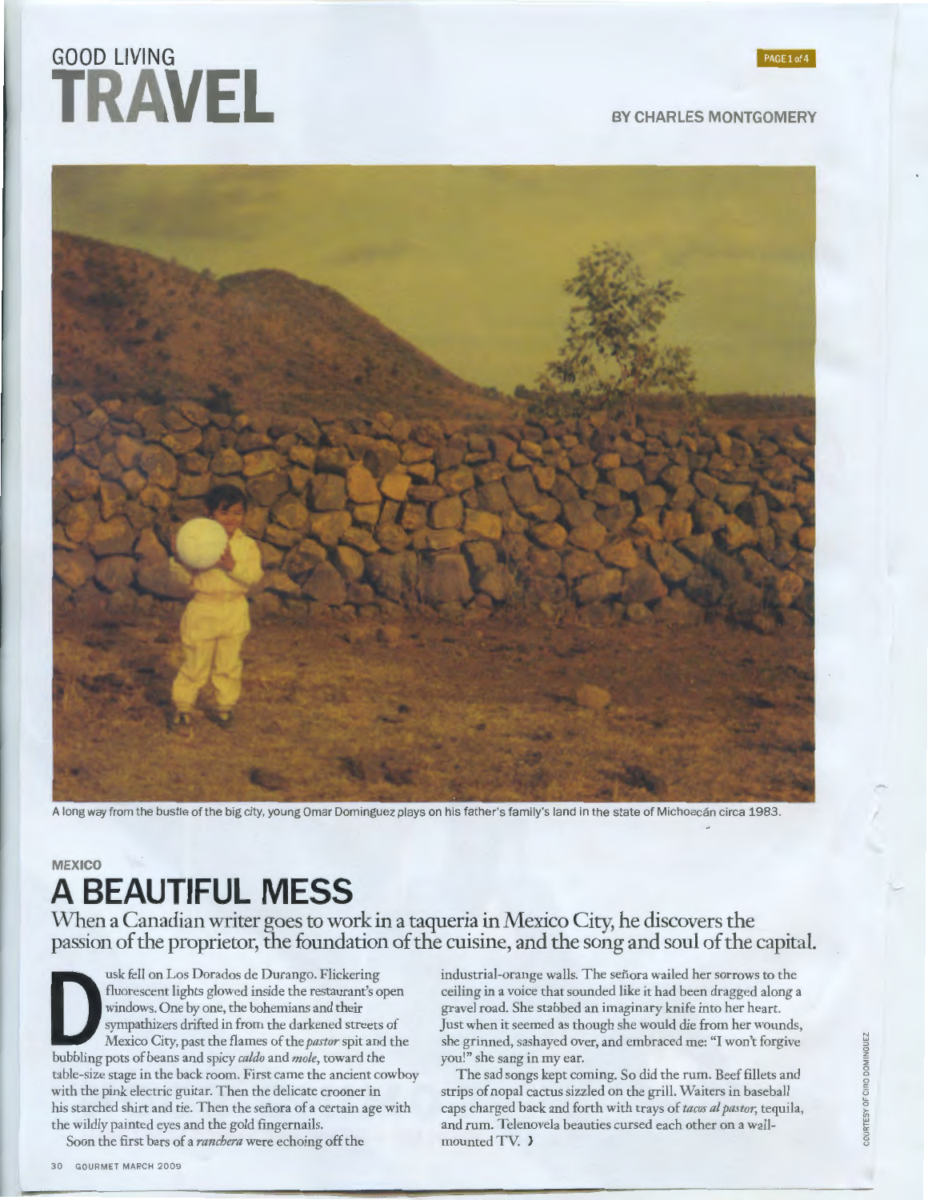# GOOD LIVING
# TRAVEL

**BY CHARLES MONTGOMERY**

A long way from the bustle of the big city, young Omar Dominguez plays on his father's family's land in the state of Michoacán circa 1983.

COURTESY OF CIRO DOMINGUEZ

MEXICO

## A BEAUTIFUL MESS

When a Canadian writer goes to work in a taqueria in Mexico City, he discovers the passion of the proprietor, the foundation of the cuisine, and the song and soul of the capital.

Dusk fell on Los Dorados de Durango. Flickering fluorescent lights glowed inside the restaurant's open windows. One by one, the bohemians and their sympathizers drifted in from the darkened streets of Mexico City, past the flames of the *pastor* spit and the bubbling pots of beans and spicy *caldo* and *mole*, toward the table-size stage in the back room. First came the ancient cowboy with the pink electric guitar. Then the delicate crooner in his starched shirt and tie. Then the señora of a certain age with the wildly painted eyes and the gold fingernails.

Soon the first bars of a *ranchera* were echoing off the industrial-orange walls. The señora wailed her sorrows to the ceiling in a voice that sounded like it had been dragged along a gravel road. She stabbed an imaginary knife into her heart. Just when it seemed as though she would die from her wounds, she grinned, sashayed over, and embraced me: "I won't forgive you!" she sang in my ear.

The sad songs kept coming. So did the rum. Beef fillets and strips of nopal cactus sizzled on the grill. Waiters in baseball caps charged back and forth with trays of *tacos al pastor*, tequila, and rum. Telenovela beauties cursed each other on a wall-mounted TV. ›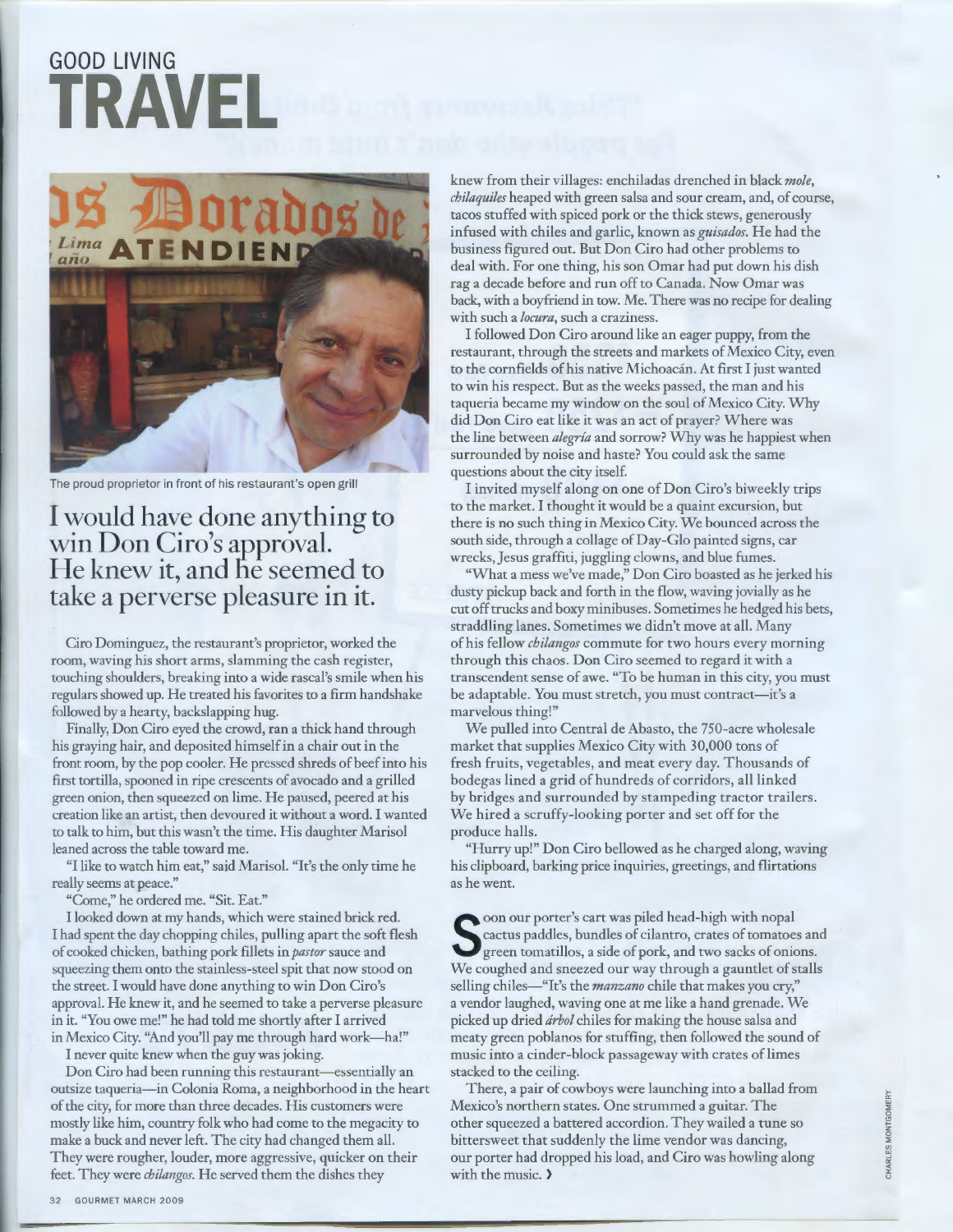# GOOD LIVING TRAVEL

The proud proprietor in front of his restaurant's open grill

## I would have done anything to win Don Ciro's approval. He knew it, and he seemed to take a perverse pleasure in it.

Ciro Dominguez, the restaurant's proprietor, worked the room, waving his short arms, slamming the cash register, touching shoulders, breaking into a wide rascal's smile when his regulars showed up. He treated his favorites to a firm handshake followed by a hearty, backslapping hug.

Finally, Don Ciro eyed the crowd, ran a thick hand through his graying hair, and deposited himself in a chair out in the front room, by the pop cooler. He pressed shreds of beef into his first tortilla, spooned in ripe crescents of avocado and a grilled green onion, then squeezed on lime. He paused, peered at his creation like an artist, then devoured it without a word. I wanted to talk to him, but this wasn't the time. His daughter Marisol leaned across the table toward me.

"I like to watch him eat," said Marisol. "It's the only time he really seems at peace."

"Come," he ordered me. "Sit. Eat."

I looked down at my hands, which were stained brick red. I had spent the day chopping chiles, pulling apart the soft flesh of cooked chicken, bathing pork fillets in *pastor* sauce and squeezing them onto the stainless-steel spit that now stood on the street. I would have done anything to win Don Ciro's approval. He knew it, and he seemed to take a perverse pleasure in it. "You owe me!" he had told me shortly after I arrived in Mexico City. "And you'll pay me through hard work—ha!"

I never quite knew when the guy was joking.

Don Ciro had been running this restaurant—essentially an outsize taqueria—in Colonia Roma, a neighborhood in the heart of the city, for more than three decades. His customers were mostly like him, country folk who had come to the megacity to make a buck and never left. The city had changed them all. They were rougher, louder, more aggressive, quicker on their feet. They were *chilangos*. He served them the dishes they knew from their villages: enchiladas drenched in black *mole*, *chilaquiles* heaped with green salsa and sour cream, and, of course, tacos stuffed with spiced pork or the thick stews, generously infused with chiles and garlic, known as *guisados*. He had the business figured out. But Don Ciro had other problems to deal with. For one thing, his son Omar had put down his dish rag a decade before and run off to Canada. Now Omar was back, with a boyfriend in tow. Me. There was no recipe for dealing with such a *locura*, such a craziness.

I followed Don Ciro around like an eager puppy, from the restaurant, through the streets and markets of Mexico City, even to the cornfields of his native Michoacán. At first I just wanted to win his respect. But as the weeks passed, the man and his taqueria became my window on the soul of Mexico City. Why did Don Ciro eat like it was an act of prayer? Where was the line between *alegría* and sorrow? Why was he happiest when surrounded by noise and haste? You could ask the same questions about the city itself.

I invited myself along on one of Don Ciro's biweekly trips to the market. I thought it would be a quaint excursion, but there is no such thing in Mexico City. We bounced across the south side, through a collage of Day-Glo painted signs, car wrecks, Jesus graffiti, juggling clowns, and blue fumes.

"What a mess we've made," Don Ciro boasted as he jerked his dusty pickup back and forth in the flow, waving jovially as he cut off trucks and boxy minibuses. Sometimes he hedged his bets, straddling lanes. Sometimes we didn't move at all. Many of his fellow *chilangos* commute for two hours every morning through this chaos. Don Ciro seemed to regard it with a transcendent sense of awe. "To be human in this city, you must be adaptable. You must stretch, you must contract—it's a marvelous thing!"

We pulled into Central de Abasto, the 750-acre wholesale market that supplies Mexico City with 30,000 tons of fresh fruits, vegetables, and meat every day. Thousands of bodegas lined a grid of hundreds of corridors, all linked by bridges and surrounded by stampeding tractor trailers. We hired a scruffy-looking porter and set off for the produce halls.

"Hurry up!" Don Ciro bellowed as he charged along, waving his clipboard, barking price inquiries, greetings, and flirtations as he went.

Soon our porter's cart was piled head-high with nopal cactus paddles, bundles of cilantro, crates of tomatoes and green tomatillos, a side of pork, and two sacks of onions. We coughed and sneezed our way through a gauntlet of stalls selling chiles—"It's the *manzano* chile that makes you cry," a vendor laughed, waving one at me like a hand grenade. We picked up dried *árbol* chiles for making the house salsa and meaty green poblanos for stuffing, then followed the sound of music into a cinder-block passageway with crates of limes stacked to the ceiling.

There, a pair of cowboys were launching into a ballad from Mexico's northern states. One strummed a guitar. The other squeezed a battered accordion. They wailed a tune so bittersweet that suddenly the lime vendor was dancing, our porter had dropped his load, and Ciro was howling along with the music. ›

CHARLES MONTGOMERY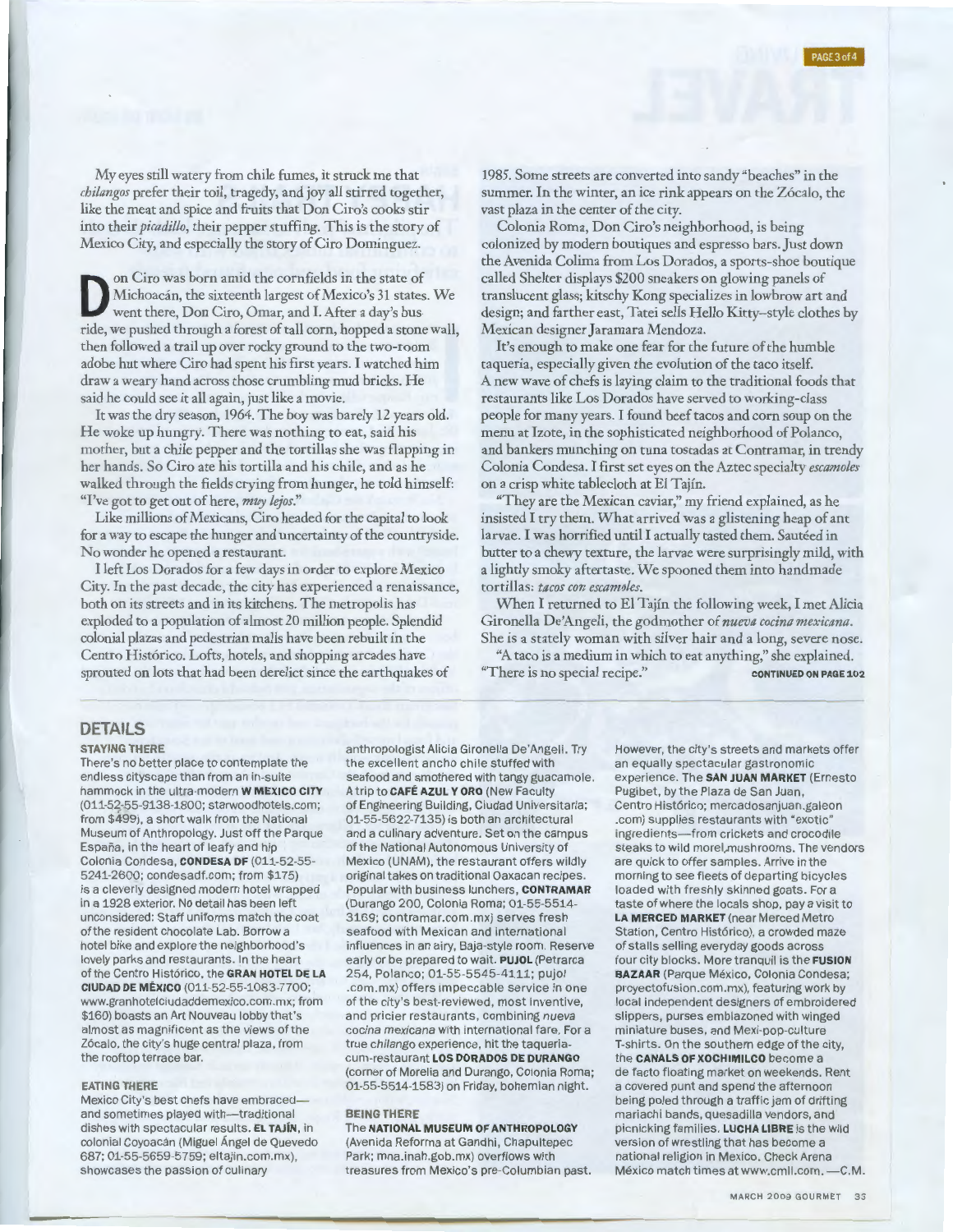My eyes still watery from chile fumes, it struck me that *chilangos* prefer their toil, tragedy, and joy all stirred together, like the meat and spice and fruits that Don Ciro's cooks stir into their *picadillo*, their pepper stuffing. This is the story of Mexico City, and especially the story of Ciro Dominguez.

Don Ciro was born amid the cornfields in the state of Michoacán, the sixteenth largest of Mexico's 31 states. We went there, Don Ciro, Omar, and I. After a day's bus ride, we pushed through a forest of tall corn, hopped a stone wall, then followed a trail up over rocky ground to the two-room adobe hut where Ciro had spent his first years. I watched him draw a weary hand across those crumbling mud bricks. He said he could see it all again, just like a movie.

It was the dry season, 1964. The boy was barely 12 years old. He woke up hungry. There was nothing to eat, said his mother, but a chile pepper and the tortillas she was flapping in her hands. So Ciro ate his tortilla and his chile, and as he walked through the fields crying from hunger, he told himself: "I've got to get out of here, *muy lejos*."

Like millions of Mexicans, Ciro headed for the capital to look for a way to escape the hunger and uncertainty of the countryside. No wonder he opened a restaurant.

I left Los Dorados for a few days in order to explore Mexico City. In the past decade, the city has experienced a renaissance, both on its streets and in its kitchens. The metropolis has exploded to a population of almost 20 million people. Splendid colonial plazas and pedestrian malls have been rebuilt in the Centro Histórico. Lofts, hotels, and shopping arcades have sprouted on lots that had been derelict since the earthquakes of 1985. Some streets are converted into sandy "beaches" in the summer. In the winter, an ice rink appears on the Zócalo, the vast plaza in the center of the city.

Colonia Roma, Don Ciro's neighborhood, is being colonized by modern boutiques and espresso bars. Just down the Avenida Colima from Los Dorados, a sports-shoe boutique called Shelter displays $200 sneakers on glowing panels of translucent glass; kitschy Kong specializes in lowbrow art and design; and farther east, Tatei sells Hello Kitty–style clothes by Mexican designer Jaramara Mendoza.

It's enough to make one fear for the future of the humble taqueria, especially given the evolution of the taco itself. A new wave of chefs is laying claim to the traditional foods that restaurants like Los Dorados have served to working-class people for many years. I found beef tacos and corn soup on the menu at Izote, in the sophisticated neighborhood of Polanco, and bankers munching on tuna tostadas at Contramar, in trendy Colonia Condesa. I first set eyes on the Aztec specialty *escamoles* on a crisp white tablecloth at El Tajín.

"They are the Mexican caviar," my friend explained, as he insisted I try them. What arrived was a glistening heap of ant larvae. I was horrified until I actually tasted them. Sautéed in butter to a chewy texture, the larvae were surprisingly mild, with a lightly smoky aftertaste. We spooned them into handmade tortillas: *tacos con escamoles*.

When I returned to El Tajín the following week, I met Alicia Gironella De'Angeli, the godmother of *nueva cocina mexicana*. She is a stately woman with silver hair and a long, severe nose.

"A taco is a medium in which to eat anything," she explained. "There is no special recipe." **CONTINUED ON PAGE 102**

## DETAILS

### STAYING THERE

There's no better place to contemplate the endless cityscape than from an in-suite hammock in the ultra-modern **W MEXICO CITY** (011-52-55-9138-1800; starwoodhotels.com; from $499), a short walk from the National Museum of Anthropology. Just off the Parque España, in the heart of leafy and hip Colonia Condesa, **CONDESA DF** (011-52-55-5241-2600; condesadf.com; from $175) is a cleverly designed modern hotel wrapped in a 1928 exterior. No detail has been left unconsidered: Staff uniforms match the coat of the resident chocolate Lab. Borrow a hotel bike and explore the neighborhood's lovely parks and restaurants. In the heart of the Centro Histórico, the **GRAN HOTEL DE LA CIUDAD DE MÉXICO** (011-52-55-1083-7700; www.granhotelciudaddemexico.com.mx; from $160) boasts an Art Nouveau lobby that's almost as magnificent as the views of the Zócalo, the city's huge central plaza, from the rooftop terrace bar.

### EATING THERE

Mexico City's best chefs have embraced—and sometimes played with—traditional dishes with spectacular results. **EL TAJÍN**, in colonial Coyoacán (Miguel Ángel de Quevedo 687; 01-55-5659-5759; eltajin.com.mx), showcases the passion of culinary anthropologist Alicia Gironella De'Angeli. Try the excellent ancho chile stuffed with seafood and smothered with tangy guacamole. A trip to **CAFÉ AZUL Y ORO** (New Faculty of Engineering Building, Ciudad Universitaria; 01-55-5622-7135) is both an architectural and a culinary adventure. Set on the campus of the National Autonomous University of Mexico (UNAM), the restaurant offers wildly original takes on traditional Oaxacan recipes. Popular with business lunchers, **CONTRAMAR** (Durango 200, Colonia Roma; 01-55-5514-3169; contramar.com.mx) serves fresh seafood with Mexican and international influences in an airy, Baja-style room. Reserve early or be prepared to wait. **PUJOL** (Petrarca 254, Polanco; 01-55-5545-4111; pujol.com.mx) offers impeccable service in one of the city's best-reviewed, most inventive, and pricier restaurants, combining *nueva cocina mexicana* with international fare. For a true *chilango* experience, hit the taqueria-cum-restaurant **LOS DORADOS DE DURANGO** (corner of Morelia and Durango, Colonia Roma; 01-55-5514-1583) on Friday, bohemian night.

### BEING THERE

The **NATIONAL MUSEUM OF ANTHROPOLOGY** (Avenida Reforma at Gandhi, Chapultepec Park; mna.inah.gob.mx) overflows with treasures from Mexico's pre-Columbian past. However, the city's streets and markets offer an equally spectacular gastronomic experience. The **SAN JUAN MARKET** (Ernesto Pugibet, by the Plaza de San Juan, Centro Histórico; mercadosanjuan.galeon.com) supplies restaurants with "exotic" ingredients—from crickets and crocodile steaks to wild morel mushrooms. The vendors are quick to offer samples. Arrive in the morning to see fleets of departing bicycles loaded with freshly skinned goats. For a taste of where the locals shop, pay a visit to **LA MERCED MARKET** (near Merced Metro Station, Centro Histórico), a crowded maze of stalls selling everyday goods across four city blocks. More tranquil is the **FUSION BAZAAR** (Parque México, Colonia Condesa; proyectofusion.com.mx), featuring work by local independent designers of embroidered slippers, purses emblazoned with winged miniature buses, and Mexi-pop-culture T-shirts. On the southern edge of the city, the **CANALS OF XOCHIMILCO** become a de facto floating market on weekends. Rent a covered punt and spend the afternoon being poled through a traffic jam of drifting mariachi bands, quesadilla vendors, and picnicking families. **LUCHA LIBRE** is the wild version of wrestling that has become a national religion in Mexico. Check Arena México match times at www.cmll.com. —C.M.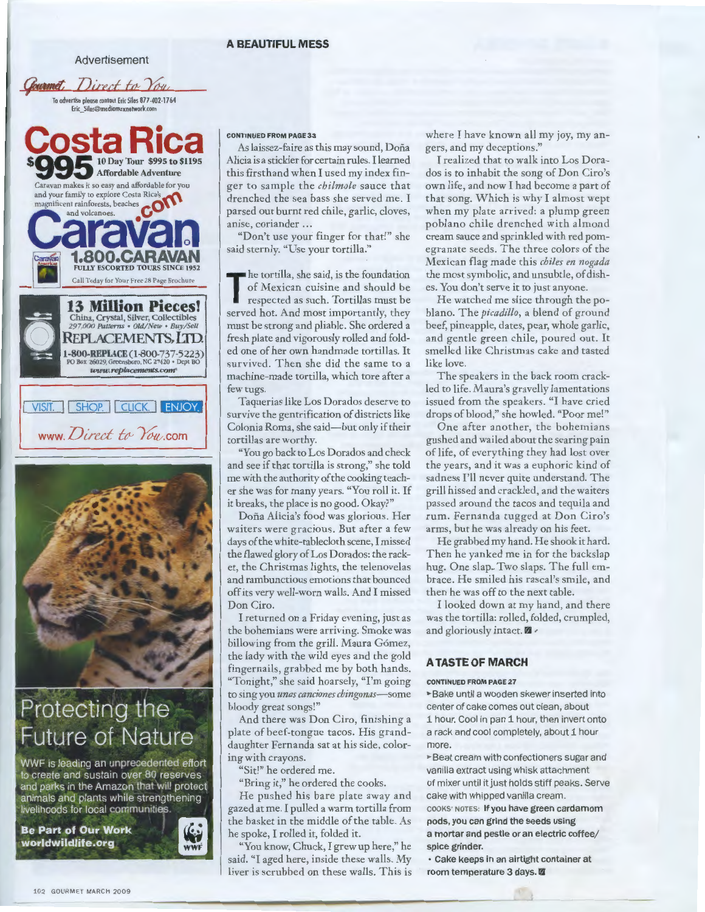## A BEAUTIFUL MESS

**CONTINUED FROM PAGE 33**

As laissez-faire as this may sound, Doña Alicia is a stickler for certain rules. I learned this firsthand when I used my index finger to sample the *chilmole* sauce that drenched the sea bass she served me. I parsed out burnt red chile, garlic, cloves, anise, coriander …

"Don't use your finger for that!" she said sternly. "Use your tortilla."

The tortilla, she said, is the foundation of Mexican cuisine and should be respected as such. Tortillas must be served hot. And most importantly, they must be strong and pliable. She ordered a fresh plate and vigorously rolled and folded one of her own handmade tortillas. It survived. Then she did the same to a machine-made tortilla, which tore after a few tugs.

Taquerias like Los Dorados deserve to survive the gentrification of districts like Colonia Roma, she said—but only if their tortillas are worthy.

"You go back to Los Dorados and check and see if that tortilla is strong," she told me with the authority of the cooking teacher she was for many years. "You roll it. If it breaks, the place is no good. Okay?"

Doña Alicia's food was glorious. Her waiters were gracious. But after a few days of the white-tablecloth scene, I missed the flawed glory of Los Dorados: the racket, the Christmas lights, the telenovelas and rambunctious emotions that bounced off its very well-worn walls. And I missed Don Ciro.

I returned on a Friday evening, just as the bohemians were arriving. Smoke was billowing from the grill. Maura Gómez, the lady with the wild eyes and the gold fingernails, grabbed me by both hands. "Tonight," she said hoarsely, "I'm going to sing you *unas canciones chingonas*—some bloody great songs!"

And there was Don Ciro, finishing a plate of beef-tongue tacos. His granddaughter Fernanda sat at his side, coloring with crayons.

"Sit!" he ordered me.

"Bring it," he ordered the cooks.

He pushed his bare plate away and gazed at me. I pulled a warm tortilla from the basket in the middle of the table. As he spoke, I rolled it, folded it.

"You know, Chuck, I grew up here," he said. "I aged here, inside these walls. My liver is scrubbed on these walls. This is where I have known all my joy, my angers, and my deceptions."

I realized that to walk into Los Dorados is to inhabit the song of Don Ciro's own life, and now I had become a part of that song. Which is why I almost wept when my plate arrived: a plump green poblano chile drenched with almond cream sauce and sprinkled with red pomegranate seeds. The three colors of the Mexican flag made this *chiles en nogada* the most symbolic, and unsubtle, of dishes. You don't serve it to just anyone.

He watched me slice through the poblano. The *picadillo*, a blend of ground beef, pineapple, dates, pear, whole garlic, and gentle green chile, poured out. It smelled like Christmas cake and tasted like love.

The speakers in the back room crackled to life. Maura's gravelly lamentations issued from the speakers. "I have cried drops of blood," she howled. "Poor me!"

One after another, the bohemians gushed and wailed about the searing pain of life, of everything they had lost over the years, and it was a euphoric kind of sadness I'll never quite understand. The grill hissed and crackled, and the waiters passed around the tacos and tequila and rum. Fernanda tugged at Don Ciro's arms, but he was already on his feet.

He grabbed my hand. He shook it hard. Then he yanked me in for the backslap hug. One slap. Two slaps. The full embrace. He smiled his rascal's smile, and then he was off to the next table.

I looked down at my hand, and there was the tortilla: rolled, folded, crumpled, and gloriously intact. ■

## A TASTE OF MARCH

**CONTINUED FROM PAGE 27**

▸Bake until a wooden skewer inserted into center of cake comes out clean, about 1 hour. Cool in pan 1 hour, then invert onto a rack and cool completely, about 1 hour more.

▸Beat cream with confectioners sugar and vanilla extract using whisk attachment of mixer until it just holds stiff peaks. Serve cake with whipped vanilla cream.

**COOKS' NOTES: If you have green cardamom pods, you can grind the seeds using a mortar and pestle or an electric coffee/spice grinder.**

**• Cake keeps in an airtight container at room temperature 3 days.** ■

Advertisement

Gourmet Direct to You

To advertise please contact Eric Siles 877-402-1764 Eric_Siles@mediomaxnetwork.com

**Costa Rica**

**$995** 10 Day Tour $995 to $1195 Affordable Adventure

Caravan makes it so easy and affordable for you and your family to explore Costa Rica's magnificent rainforests, beaches and volcanoes.

**Caravan.com**

**1.800.CARAVAN**

FULLY ESCORTED TOURS SINCE 1952

Call Today for Your Free 28 Page Brochure

**13 Million Pieces!**

China, Crystal, Silver, Collectibles

297,000 Patterns • Old/New • Buy/Sell

**REPLACEMENTS, LTD.**

1-800-REPLACE (1-800-737-5223)

PO Box 26029, Greensboro, NC 27420 • Dept BO

www.replacements.com

VISIT. SHOP. CLICK. ENJOY.

www.Direct to You.com

Protecting the Future of Nature

WWF is leading an unprecedented effort to create and sustain over 80 reserves and parks in the Amazon that will protect animals and plants while strengthening livelihoods for local communities.

**Be Part of Our Work**

**worldwildlife.org**

WWF